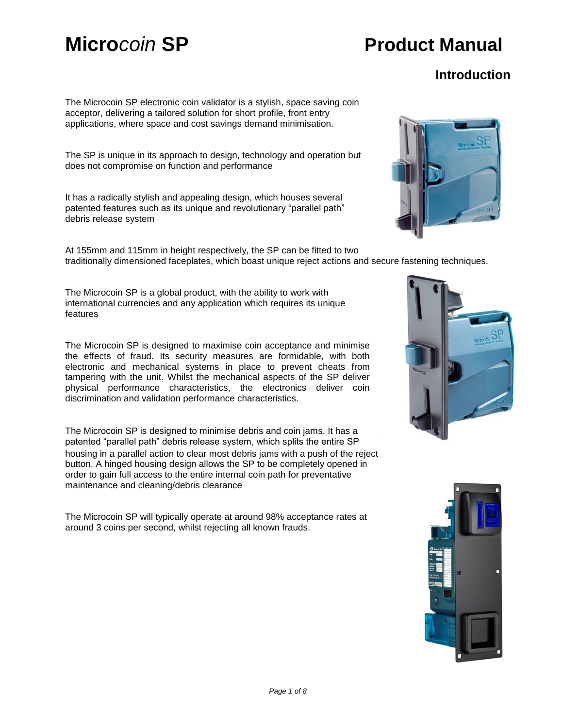# **Micro*coin* SP** Product Manual

## Introduction

The Microcoin SP electronic coin validator is a stylish, space saving coin acceptor, delivering a tailored solution for short profile, front entry applications, where space and cost savings demand minimisation.

The SP is unique in its approach to design, technology and operation but does not compromise on function and performance

It has a radically stylish and appealing design, which houses several patented features such as its unique and revolutionary "parallel path" debris release system

At 155mm and 115mm in height respectively, the SP can be fitted to two traditionally dimensioned faceplates, which boast unique reject actions and secure fastening techniques.

The Microcoin SP is a global product, with the ability to work with international currencies and any application which requires its unique features

The Microcoin SP is designed to maximise coin acceptance and minimise the effects of fraud. Its security measures are formidable, with both electronic and mechanical systems in place to prevent cheats from tampering with the unit. Whilst the mechanical aspects of the SP deliver physical performance characteristics, the electronics deliver coin discrimination and validation performance characteristics.

The Microcoin SP is designed to minimise debris and coin jams. It has a patented "parallel path" debris release system, which splits the entire SP housing in a parallel action to clear most debris jams with a push of the reject button. A hinged housing design allows the SP to be completely opened in order to gain full access to the entire internal coin path for preventative maintenance and cleaning/debris clearance

The Microcoin SP will typically operate at around 98% acceptance rates at around 3 coins per second, whilst rejecting all known frauds.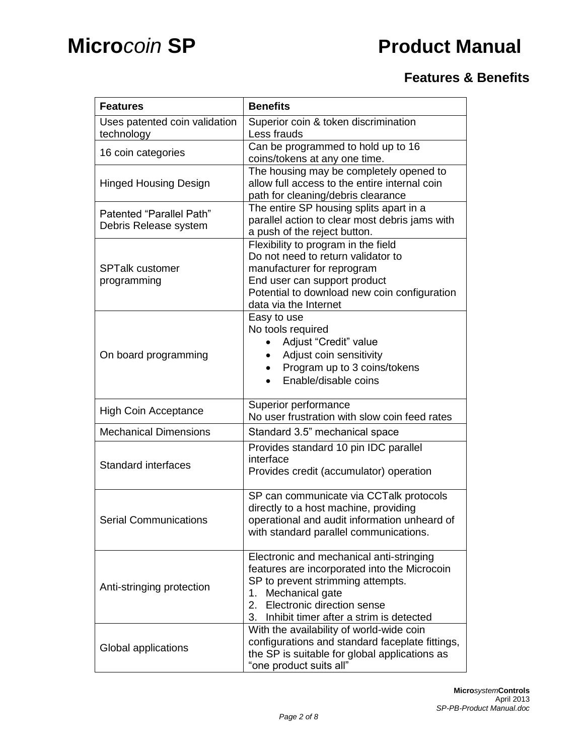# Micro*coin* SP Product Manual

## Features & Benefits

| Features | Benefits |
|---|---|
| Uses patented coin validation technology | Superior coin & token discrimination<br>Less frauds |
| 16 coin categories | Can be programmed to hold up to 16 coins/tokens at any one time. |
| Hinged Housing Design | The housing may be completely opened to allow full access to the entire internal coin path for cleaning/debris clearance |
| Patented "Parallel Path" Debris Release system | The entire SP housing splits apart in a parallel action to clear most debris jams with a push of the reject button. |
| SPTalk customer programming | Flexibility to program in the field<br>Do not need to return validator to manufacturer for reprogram<br>End user can support product<br>Potential to download new coin configuration data via the Internet |
| On board programming | Easy to use<br>No tools required<br>• Adjust "Credit" value<br>• Adjust coin sensitivity<br>• Program up to 3 coins/tokens<br>• Enable/disable coins |
| High Coin Acceptance | Superior performance<br>No user frustration with slow coin feed rates |
| Mechanical Dimensions | Standard 3.5" mechanical space |
| Standard interfaces | Provides standard 10 pin IDC parallel interface<br>Provides credit (accumulator) operation |
| Serial Communications | SP can communicate via CCTalk protocols directly to a host machine, providing operational and audit information unheard of with standard parallel communications. |
| Anti-stringing protection | Electronic and mechanical anti-stringing features are incorporated into the Microcoin SP to prevent strimming attempts.<br>1. Mechanical gate<br>2. Electronic direction sense<br>3. Inhibit timer after a strim is detected |
| Global applications | With the availability of world-wide coin configurations and standard faceplate fittings, the SP is suitable for global applications as "one product suits all" |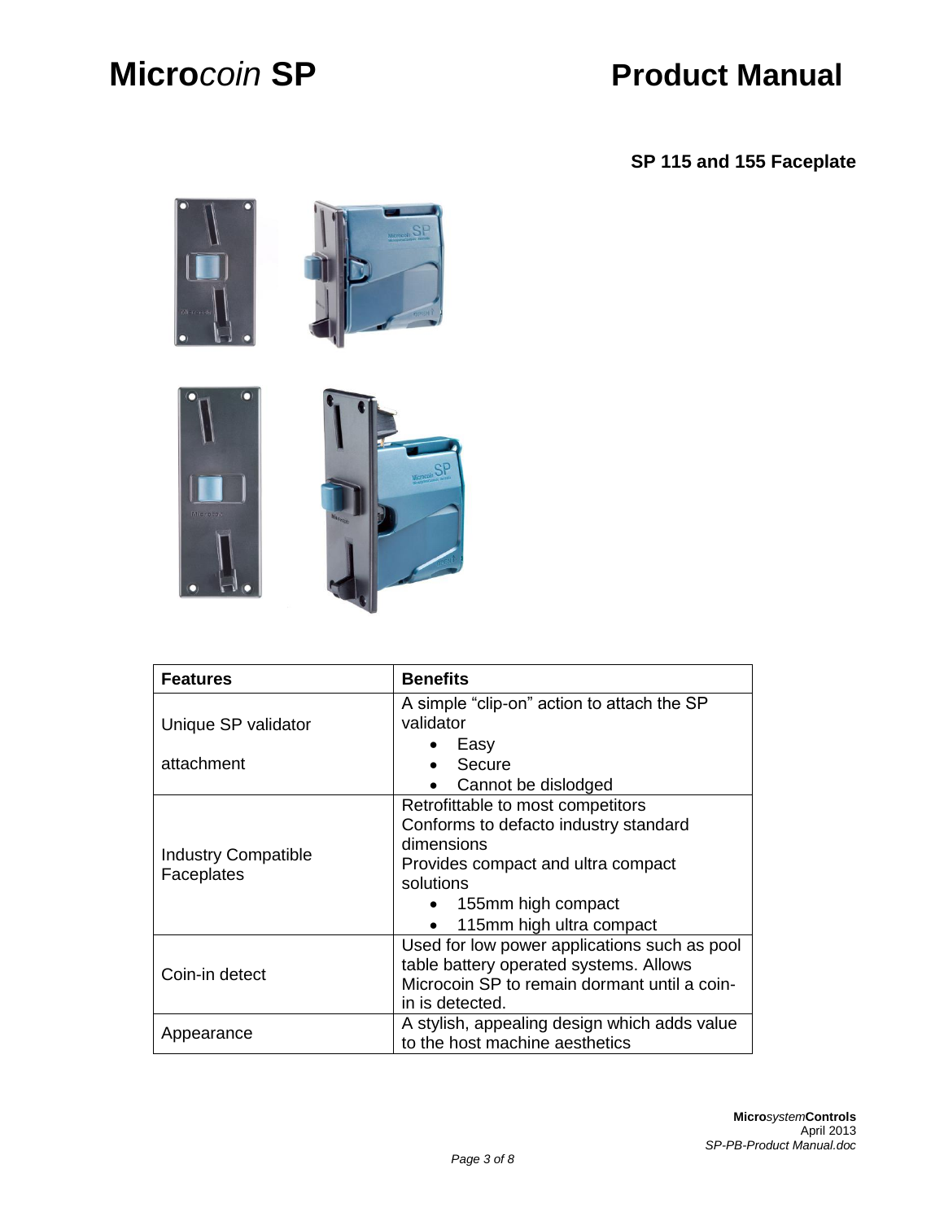### SP 115 and 155 Faceplate

| Features | Benefits |
| --- | --- |
| Unique SP validator attachment | A simple "clip-on" action to attach the SP validator<br>• Easy<br>• Secure<br>• Cannot be dislodged |
| Industry Compatible Faceplates | Retrofittable to most competitors<br>Conforms to defacto industry standard dimensions<br>Provides compact and ultra compact solutions<br>• 155mm high compact<br>• 115mm high ultra compact |
| Coin-in detect | Used for low power applications such as pool table battery operated systems. Allows Microcoin SP to remain dormant until a coin-in is detected. |
| Appearance | A stylish, appealing design which adds value to the host machine aesthetics |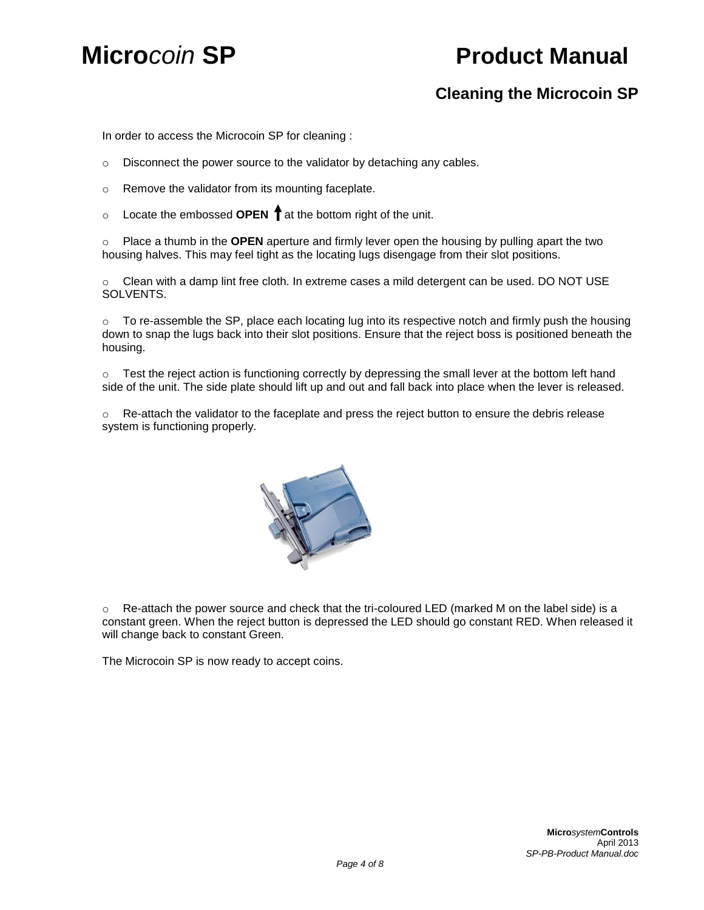## Cleaning the Microcoin SP

In order to access the Microcoin SP for cleaning :

- Disconnect the power source to the validator by detaching any cables.
- Remove the validator from its mounting faceplate.
- Locate the embossed **OPEN** ↑ at the bottom right of the unit.
- Place a thumb in the **OPEN** aperture and firmly lever open the housing by pulling apart the two housing halves. This may feel tight as the locating lugs disengage from their slot positions.
- Clean with a damp lint free cloth. In extreme cases a mild detergent can be used. DO NOT USE SOLVENTS.
- To re-assemble the SP, place each locating lug into its respective notch and firmly push the housing down to snap the lugs back into their slot positions. Ensure that the reject boss is positioned beneath the housing.
- Test the reject action is functioning correctly by depressing the small lever at the bottom left hand side of the unit. The side plate should lift up and out and fall back into place when the lever is released.
- Re-attach the validator to the faceplate and press the reject button to ensure the debris release system is functioning properly.
- Re-attach the power source and check that the tri-coloured LED (marked M on the label side) is a constant green. When the reject button is depressed the LED should go constant RED. When released it will change back to constant Green.

The Microcoin SP is now ready to accept coins.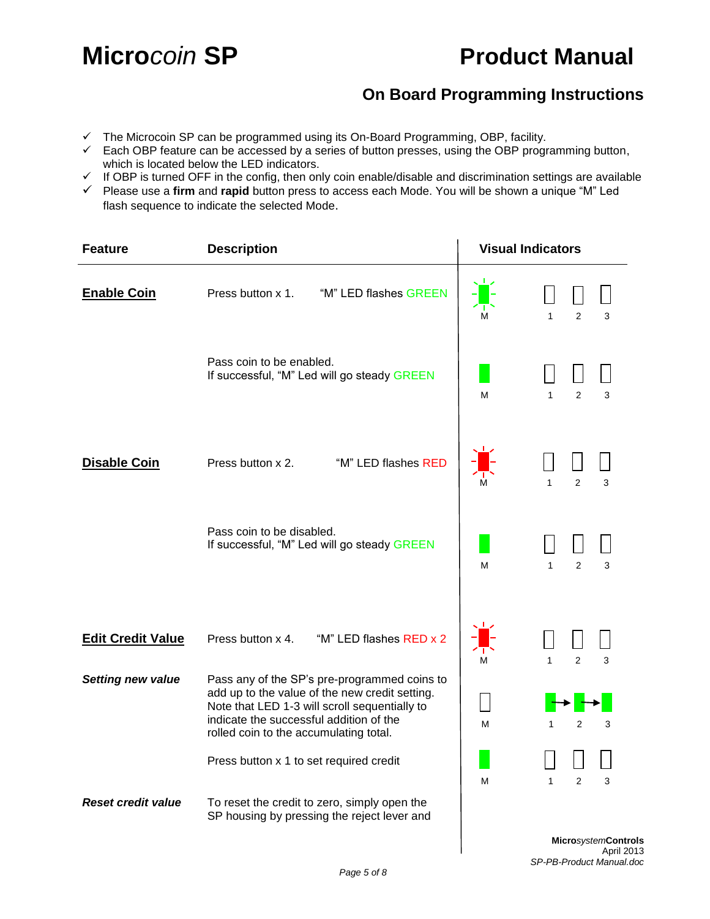# Micro*coin* SP — Product Manual

## On Board Programming Instructions

- ✓ The Microcoin SP can be programmed using its On-Board Programming, OBP, facility.
- ✓ Each OBP feature can be accessed by a series of button presses, using the OBP programming button, which is located below the LED indicators.
- ✓ If OBP is turned OFF in the config, then only coin enable/disable and discrimination settings are available
- ✓ Please use a **firm** and **rapid** button press to access each Mode. You will be shown a unique "M" Led flash sequence to indicate the selected Mode.

| Feature | Description | | Visual Indicators |
|---|---|---|---|
| **Enable Coin** | Press button x 1. | "M" LED flashes GREEN | M 1 2 3 |
| | Pass coin to be enabled. If successful, "M" Led will go steady GREEN | | M 1 2 3 |
| **Disable Coin** | Press button x 2. | "M" LED flashes RED | M 1 2 3 |
| | Pass coin to be disabled. If successful, "M" Led will go steady GREEN | | M 1 2 3 |
| **Edit Credit Value** | Press button x 4. | "M" LED flashes RED x 2 | M 1 2 3 |
| ***Setting new value*** | Pass any of the SP's pre-programmed coins to add up to the value of the new credit setting. Note that LED 1-3 will scroll sequentially to indicate the successful addition of the rolled coin to the accumulating total. | | M 1 2 3 |
| | Press button x 1 to set required credit | | M 1 2 3 |
| ***Reset credit value*** | To reset the credit to zero, simply open the SP housing by pressing the reject lever and | | |

**Micro***system***Controls**
April 2013
*SP-PB-Product Manual.doc*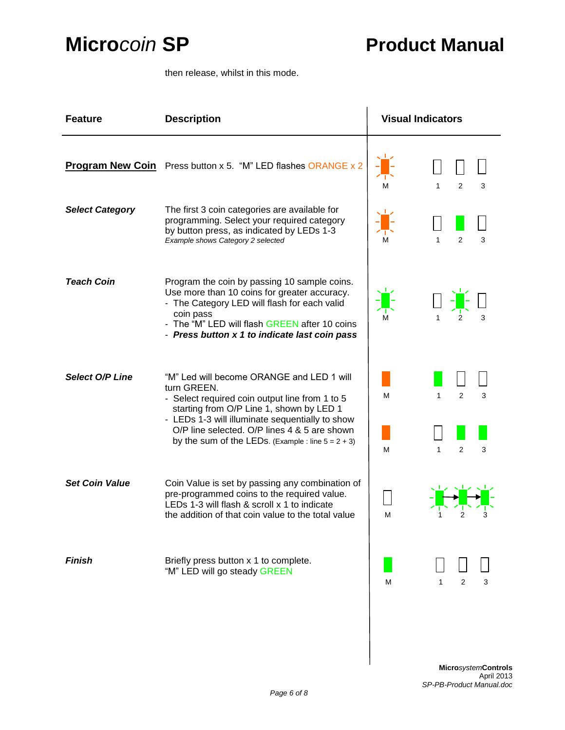then release, whilst in this mode.

| Feature | Description | Visual Indicators |
|---|---|---|
| **Program New Coin** | Press button x 5. "M" LED flashes ORANGE x 2 | M 1 2 3 |
| ***Select Category*** | The first 3 coin categories are available for programming. Select your required category by button press, as indicated by LEDs 1-3<br>*Example shows Category 2 selected* | M 1 2 3 |
| ***Teach Coin*** | Program the coin by passing 10 sample coins. Use more than 10 coins for greater accuracy.<br>- The Category LED will flash for each valid coin pass<br>- The "M" LED will flash GREEN after 10 coins<br>- ***Press button x 1 to indicate last coin pass*** | M 1 2 3 |
| ***Select O/P Line*** | "M" Led will become ORANGE and LED 1 will turn GREEN.<br>- Select required coin output line from 1 to 5 starting from O/P Line 1, shown by LED 1<br>- LEDs 1-3 will illuminate sequentially to show O/P line selected. O/P lines 4 & 5 are shown by the sum of the LEDs. (Example : line 5 = 2 + 3) | M 1 2 3<br>M 1 2 3 |
| ***Set Coin Value*** | Coin Value is set by passing any combination of pre-programmed coins to the required value. LEDs 1-3 will flash & scroll x 1 to indicate the addition of that coin value to the total value | M 1 2 3 |
| ***Finish*** | Briefly press button x 1 to complete.<br>"M" LED will go steady GREEN | M 1 2 3 |

**Micro**_system_**Controls**
April 2013
_SP-PB-Product Manual.doc_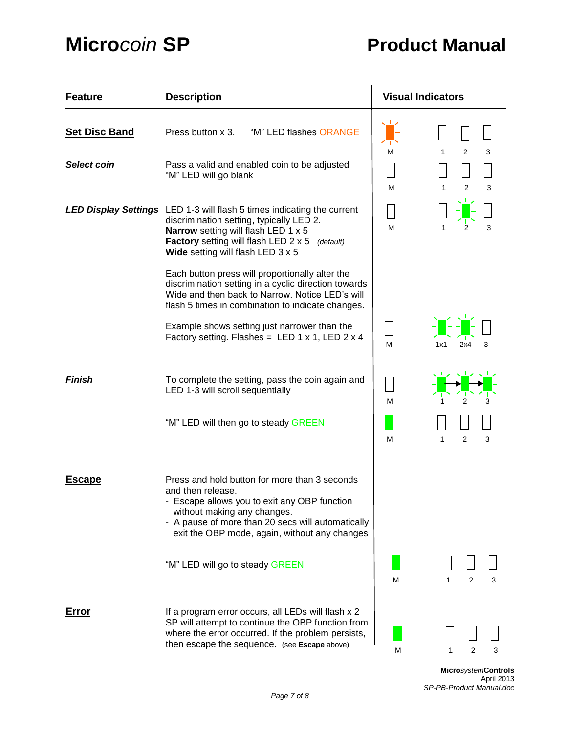| Feature | Description | Visual Indicators |
|---|---|---|
| **Set Disc Band** | Press button x 3. "M" LED flashes ORANGE | M 1 2 3 |
| ***Select coin*** | Pass a valid and enabled coin to be adjusted "M" LED will go blank | M 1 2 3 |
| ***LED Display Settings*** | LED 1-3 will flash 5 times indicating the current discrimination setting, typically LED 2.<br>**Narrow** setting will flash LED 1 x 5<br>**Factory** setting will flash LED 2 x 5 *(default)*<br>**Wide** setting will flash LED 3 x 5 | M 1 2 3 |
| | Each button press will proportionally alter the discrimination setting in a cyclic direction towards Wide and then back to Narrow. Notice LED's will flash 5 times in combination to indicate changes. | |
| | Example shows setting just narrower than the Factory setting. Flashes = LED 1 x 1, LED 2 x 4 | M 1x1 2x4 3 |
| ***Finish*** | To complete the setting, pass the coin again and LED 1-3 will scroll sequentially | M 1 2 3 |
| | "M" LED will then go to steady GREEN | M 1 2 3 |
| **Escape** | Press and hold button for more than 3 seconds and then release.<br>- Escape allows you to exit any OBP function without making any changes.<br>- A pause of more than 20 secs will automatically exit the OBP mode, again, without any changes | |
| | "M" LED will go to steady GREEN | M 1 2 3 |
| **Error** | If a program error occurs, all LEDs will flash x 2<br>SP will attempt to continue the OBP function from where the error occurred. If the problem persists, then escape the sequence. (see **Escape** above) | M 1 2 3 |

**Micro***system***Controls**
April 2013
*SP-PB-Product Manual.doc*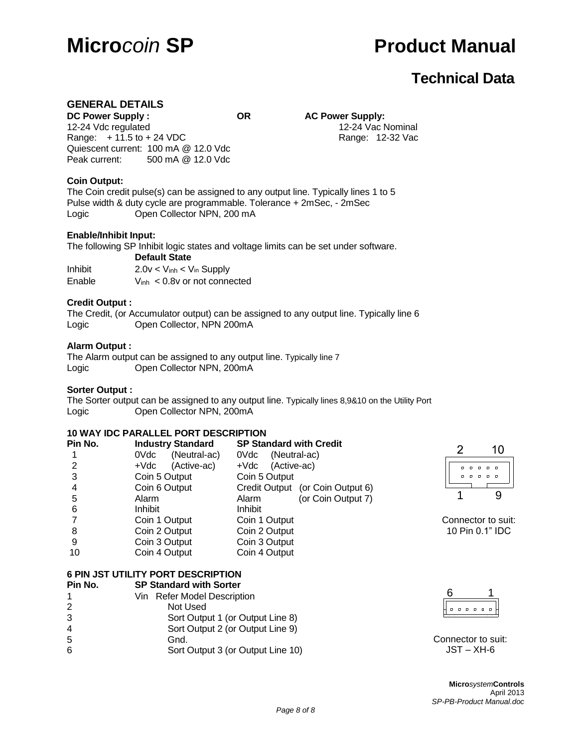# Micro*coin* SP Product Manual

## Technical Data

### GENERAL DETAILS

**DC Power Supply :** **OR** **AC Power Supply:**

12-24 Vdc regulated
Range: + 11.5 to + 24 VDC
Quiescent current: 100 mA @ 12.0 Vdc
Peak current: 500 mA @ 12.0 Vdc

12-24 Vac Nominal
Range: 12-32 Vac

**Coin Output:**

The Coin credit pulse(s) can be assigned to any output line. Typically lines 1 to 5
Pulse width & duty cycle are programmable. Tolerance + 2mSec, - 2mSec
Logic Open Collector NPN, 200 mA

**Enable/Inhibit Input:**

The following SP Inhibit logic states and voltage limits can be set under software.

| | **Default State** |
|---|---|
| Inhibit | 2.0v < $V_{inh}$ < $V_{in}$ Supply |
| Enable | $V_{inh}$ < 0.8v or not connected |

**Credit Output :**

The Credit, (or Accumulator output) can be assigned to any output line. Typically line 6
Logic Open Collector, NPN 200mA

**Alarm Output :**

The Alarm output can be assigned to any output line. Typically line 7
Logic Open Collector NPN, 200mA

**Sorter Output :**

The Sorter output can be assigned to any output line. Typically lines 8,9&10 on the Utility Port
Logic Open Collector NPN, 200mA

### 10 WAY IDC PARALLEL PORT DESCRIPTION

| Pin No. | Industry Standard | SP Standard with Credit |
|---|---|---|
| 1 | 0Vdc (Neutral-ac) | 0Vdc (Neutral-ac) |
| 2 | +Vdc (Active-ac) | +Vdc (Active-ac) |
| 3 | Coin 5 Output | Coin 5 Output |
| 4 | Coin 6 Output | Credit Output (or Coin Output 6) |
| 5 | Alarm | Alarm (or Coin Output 7) |
| 6 | Inhibit | Inhibit |
| 7 | Coin 1 Output | Coin 1 Output |
| 8 | Coin 2 Output | Coin 2 Output |
| 9 | Coin 3 Output | Coin 3 Output |
| 10 | Coin 4 Output | Coin 4 Output |

2 10
1 9

Connector to suit:
10 Pin 0.1" IDC

### 6 PIN JST UTILITY PORT DESCRIPTION

| Pin No. | SP Standard with Sorter |
|---|---|
| 1 | Vin Refer Model Description |
| 2 | Not Used |
| 3 | Sort Output 1 (or Output Line 8) |
| 4 | Sort Output 2 (or Output Line 9) |
| 5 | Gnd. |
| 6 | Sort Output 3 (or Output Line 10) |

6 1

Connector to suit:
JST – XH-6

**Micro***system***Controls**
April 2013
*SP-PB-Product Manual.doc*